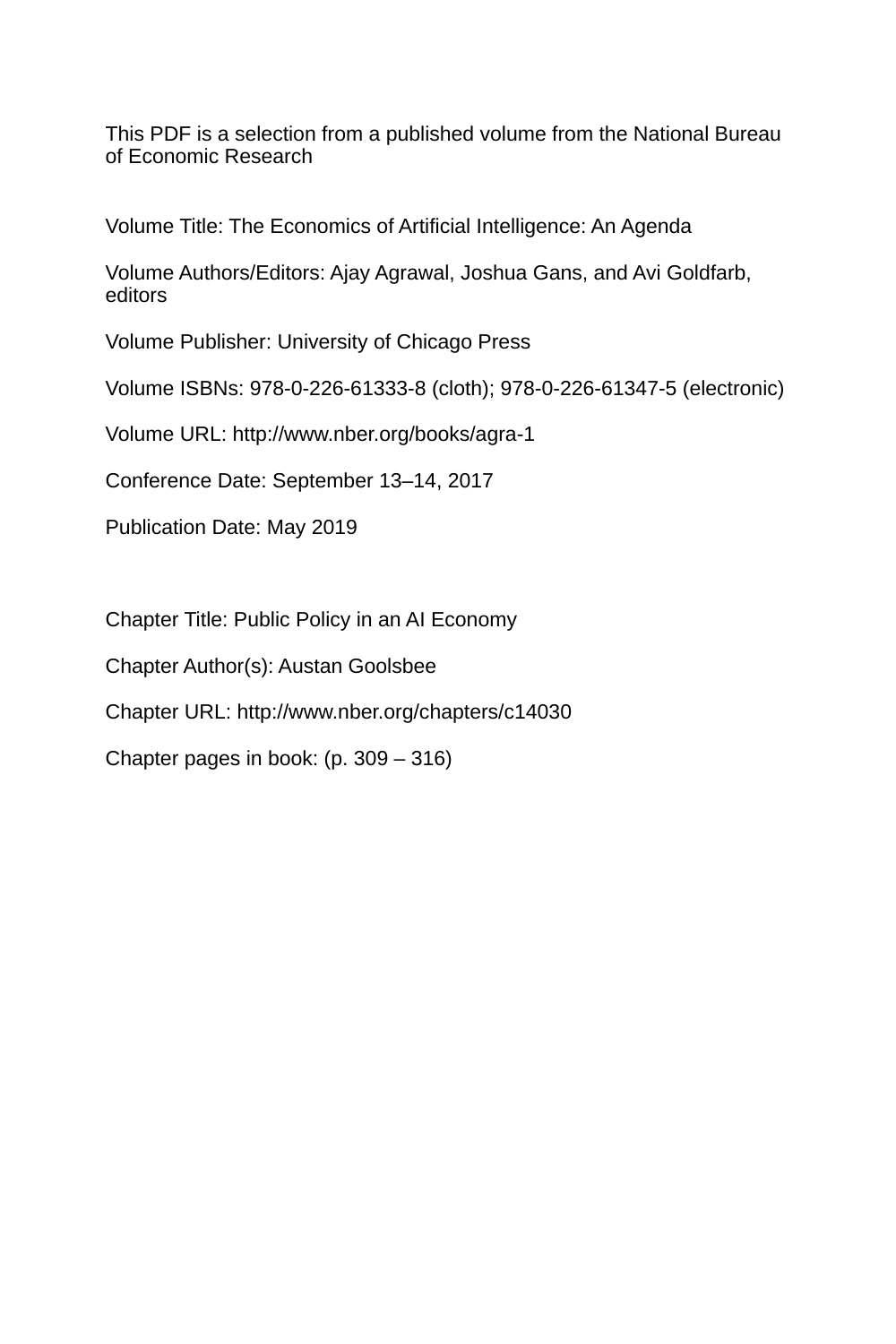This PDF is a selection from a published volume from the National Bureau of Economic Research

Volume Title: The Economics of Artificial Intelligence: An Agenda

Volume Authors/Editors: Ajay Agrawal, Joshua Gans, and Avi Goldfarb, editors

Volume Publisher: University of Chicago Press

Volume ISBNs: 978-0-226-61333-8 (cloth); 978-0-226-61347-5 (electronic)

Volume URL: http://www.nber.org/books/agra-1

Conference Date: September 13–14, 2017

Publication Date: May 2019

Chapter Title: Public Policy in an AI Economy

Chapter Author(s): Austan Goolsbee

Chapter URL: http://www.nber.org/chapters/c14030

Chapter pages in book: (p. 309 – 316)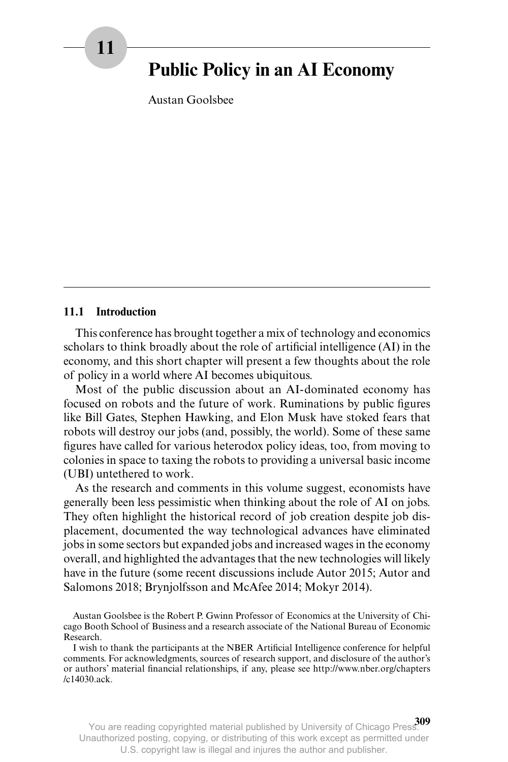# 11 Public Policy in an AI Economy

Austan Goolsbee

## 11.1 Introduction

This conference has brought together a mix of technology and economics scholars to think broadly about the role of artificial intelligence (AI) in the economy, and this short chapter will present a few thoughts about the role of policy in a world where AI becomes ubiquitous.

Most of the public discussion about an AI-dominated economy has focused on robots and the future of work. Ruminations by public figures like Bill Gates, Stephen Hawking, and Elon Musk have stoked fears that robots will destroy our jobs (and, possibly, the world). Some of these same figures have called for various heterodox policy ideas, too, from moving to colonies in space to taxing the robots to providing a universal basic income (UBI) untethered to work.

As the research and comments in this volume suggest, economists have generally been less pessimistic when thinking about the role of AI on jobs. They often highlight the historical record of job creation despite job displacement, documented the way technological advances have eliminated jobs in some sectors but expanded jobs and increased wages in the economy overall, and highlighted the advantages that the new technologies will likely have in the future (some recent discussions include Autor 2015; Autor and Salomons 2018; Brynjolfsson and McAfee 2014; Mokyr 2014).

Austan Goolsbee is the Robert P. Gwinn Professor of Economics at the University of Chicago Booth School of Business and a research associate of the National Bureau of Economic Research.

I wish to thank the participants at the NBER Artificial Intelligence conference for helpful comments. For acknowledgments, sources of research support, and disclosure of the author's or authors' material financial relationships, if any, please see http://www.nber.org/chapters/c14030.ack.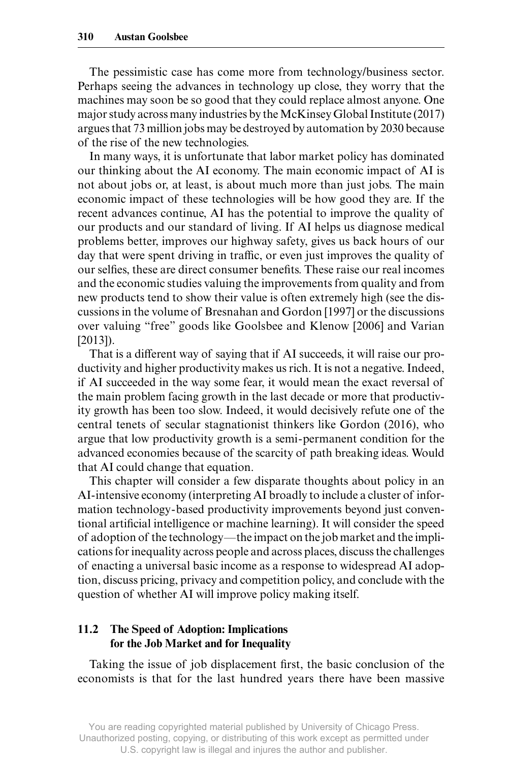The pessimistic case has come more from technology/business sector. Perhaps seeing the advances in technology up close, they worry that the machines may soon be so good that they could replace almost anyone. One major study across many industries by the McKinsey Global Institute (2017) argues that 73 million jobs may be destroyed by automation by 2030 because of the rise of the new technologies.

In many ways, it is unfortunate that labor market policy has dominated our thinking about the AI economy. The main economic impact of AI is not about jobs or, at least, is about much more than just jobs. The main economic impact of these technologies will be how good they are. If the recent advances continue, AI has the potential to improve the quality of our products and our standard of living. If AI helps us diagnose medical problems better, improves our highway safety, gives us back hours of our day that were spent driving in traffic, or even just improves the quality of our selfies, these are direct consumer benefits. These raise our real incomes and the economic studies valuing the improvements from quality and from new products tend to show their value is often extremely high (see the discussions in the volume of Bresnahan and Gordon [1997] or the discussions over valuing "free" goods like Goolsbee and Klenow [2006] and Varian [2013]).

That is a different way of saying that if AI succeeds, it will raise our productivity and higher productivity makes us rich. It is not a negative. Indeed, if AI succeeded in the way some fear, it would mean the exact reversal of the main problem facing growth in the last decade or more that productivity growth has been too slow. Indeed, it would decisively refute one of the central tenets of secular stagnationist thinkers like Gordon (2016), who argue that low productivity growth is a semi-permanent condition for the advanced economies because of the scarcity of path breaking ideas. Would that AI could change that equation.

This chapter will consider a few disparate thoughts about policy in an AI-intensive economy (interpreting AI broadly to include a cluster of information technology-based productivity improvements beyond just conventional artificial intelligence or machine learning). It will consider the speed of adoption of the technology—the impact on the job market and the implications for inequality across people and across places, discuss the challenges of enacting a universal basic income as a response to widespread AI adoption, discuss pricing, privacy and competition policy, and conclude with the question of whether AI will improve policy making itself.

## 11.2 The Speed of Adoption: Implications for the Job Market and for Inequality

Taking the issue of job displacement first, the basic conclusion of the economists is that for the last hundred years there have been massive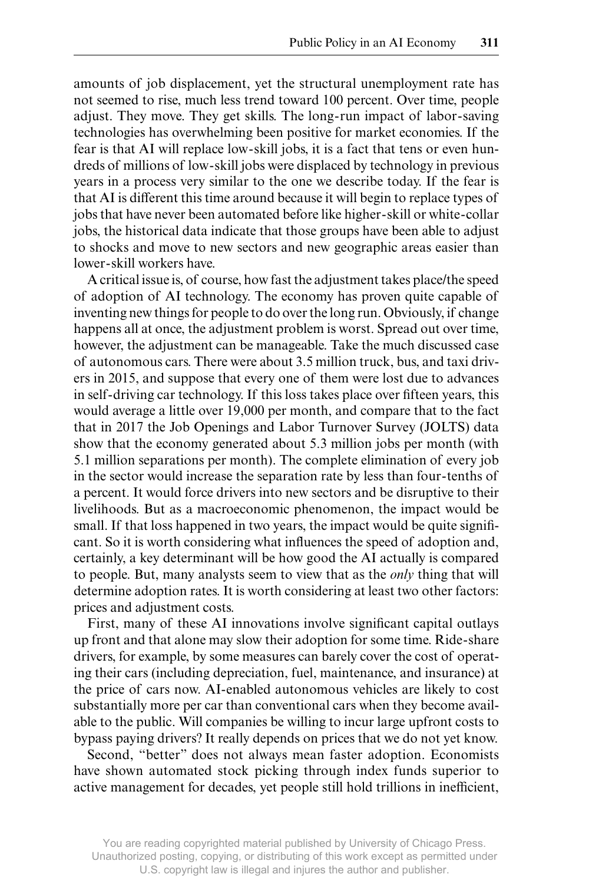amounts of job displacement, yet the structural unemployment rate has not seemed to rise, much less trend toward 100 percent. Over time, people adjust. They move. They get skills. The long-run impact of labor-saving technologies has overwhelming been positive for market economies. If the fear is that AI will replace low-skill jobs, it is a fact that tens or even hundreds of millions of low-skill jobs were displaced by technology in previous years in a process very similar to the one we describe today. If the fear is that AI is different this time around because it will begin to replace types of jobs that have never been automated before like higher-skill or white-collar jobs, the historical data indicate that those groups have been able to adjust to shocks and move to new sectors and new geographic areas easier than lower-skill workers have.

A critical issue is, of course, how fast the adjustment takes place/the speed of adoption of AI technology. The economy has proven quite capable of inventing new things for people to do over the long run. Obviously, if change happens all at once, the adjustment problem is worst. Spread out over time, however, the adjustment can be manageable. Take the much discussed case of autonomous cars. There were about 3.5 million truck, bus, and taxi drivers in 2015, and suppose that every one of them were lost due to advances in self-driving car technology. If this loss takes place over fifteen years, this would average a little over 19,000 per month, and compare that to the fact that in 2017 the Job Openings and Labor Turnover Survey (JOLTS) data show that the economy generated about 5.3 million jobs per month (with 5.1 million separations per month). The complete elimination of every job in the sector would increase the separation rate by less than four-tenths of a percent. It would force drivers into new sectors and be disruptive to their livelihoods. But as a macroeconomic phenomenon, the impact would be small. If that loss happened in two years, the impact would be quite significant. So it is worth considering what influences the speed of adoption and, certainly, a key determinant will be how good the AI actually is compared to people. But, many analysts seem to view that as the *only* thing that will determine adoption rates. It is worth considering at least two other factors: prices and adjustment costs.

First, many of these AI innovations involve significant capital outlays up front and that alone may slow their adoption for some time. Ride-share drivers, for example, by some measures can barely cover the cost of operating their cars (including depreciation, fuel, maintenance, and insurance) at the price of cars now. AI-enabled autonomous vehicles are likely to cost substantially more per car than conventional cars when they become available to the public. Will companies be willing to incur large upfront costs to bypass paying drivers? It really depends on prices that we do not yet know.

Second, "better" does not always mean faster adoption. Economists have shown automated stock picking through index funds superior to active management for decades, yet people still hold trillions in inefficient,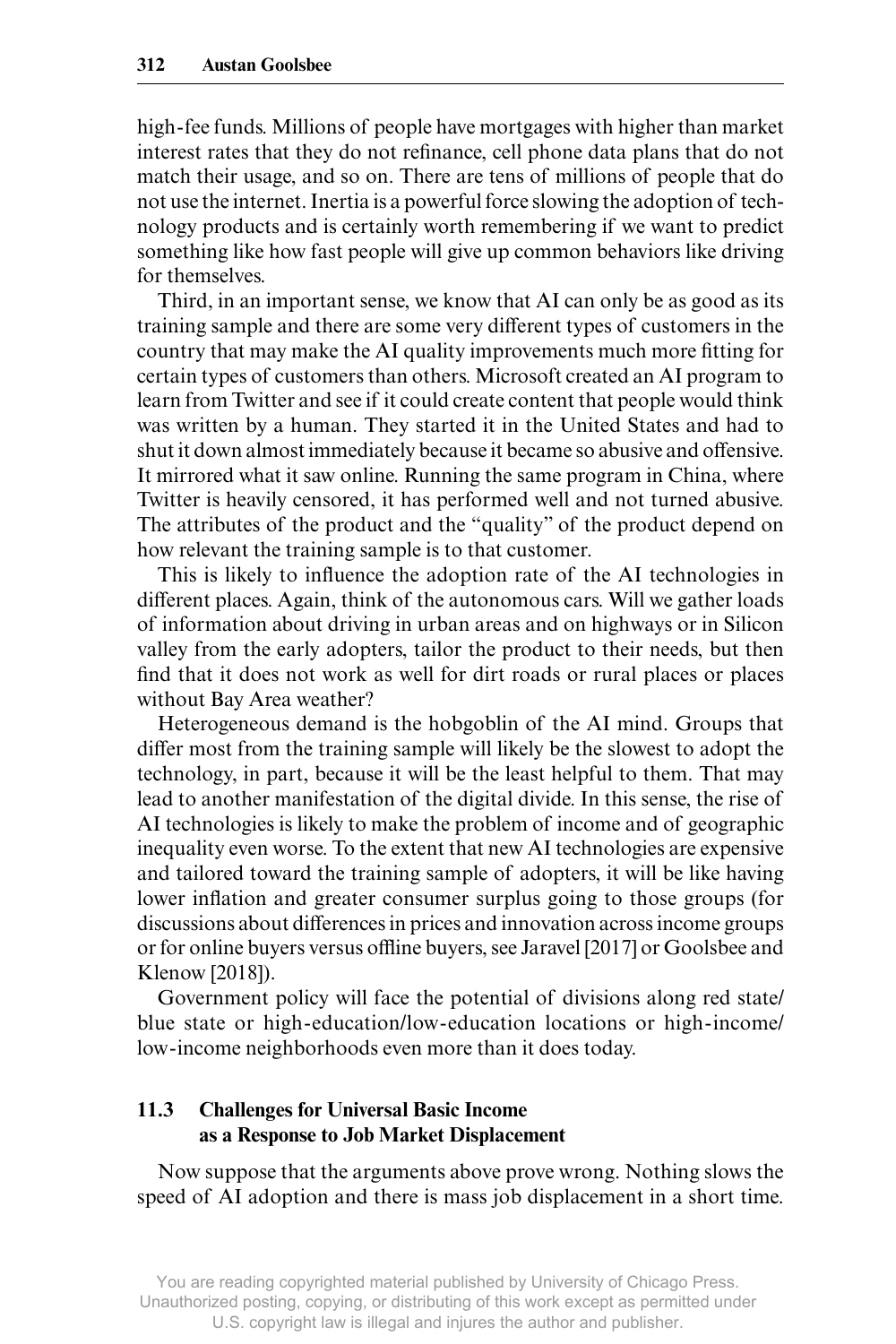high-fee funds. Millions of people have mortgages with higher than market interest rates that they do not refinance, cell phone data plans that do not match their usage, and so on. There are tens of millions of people that do not use the internet. Inertia is a powerful force slowing the adoption of technology products and is certainly worth remembering if we want to predict something like how fast people will give up common behaviors like driving for themselves.

Third, in an important sense, we know that AI can only be as good as its training sample and there are some very different types of customers in the country that may make the AI quality improvements much more fitting for certain types of customers than others. Microsoft created an AI program to learn from Twitter and see if it could create content that people would think was written by a human. They started it in the United States and had to shut it down almost immediately because it became so abusive and offensive. It mirrored what it saw online. Running the same program in China, where Twitter is heavily censored, it has performed well and not turned abusive. The attributes of the product and the "quality" of the product depend on how relevant the training sample is to that customer.

This is likely to influence the adoption rate of the AI technologies in different places. Again, think of the autonomous cars. Will we gather loads of information about driving in urban areas and on highways or in Silicon valley from the early adopters, tailor the product to their needs, but then find that it does not work as well for dirt roads or rural places or places without Bay Area weather?

Heterogeneous demand is the hobgoblin of the AI mind. Groups that differ most from the training sample will likely be the slowest to adopt the technology, in part, because it will be the least helpful to them. That may lead to another manifestation of the digital divide. In this sense, the rise of AI technologies is likely to make the problem of income and of geographic inequality even worse. To the extent that new AI technologies are expensive and tailored toward the training sample of adopters, it will be like having lower inflation and greater consumer surplus going to those groups (for discussions about differences in prices and innovation across income groups or for online buyers versus offline buyers, see Jaravel [2017] or Goolsbee and Klenow [2018]).

Government policy will face the potential of divisions along red state/ blue state or high-education/low-education locations or high-income/ low-income neighborhoods even more than it does today.

## 11.3 Challenges for Universal Basic Income as a Response to Job Market Displacement

Now suppose that the arguments above prove wrong. Nothing slows the speed of AI adoption and there is mass job displacement in a short time.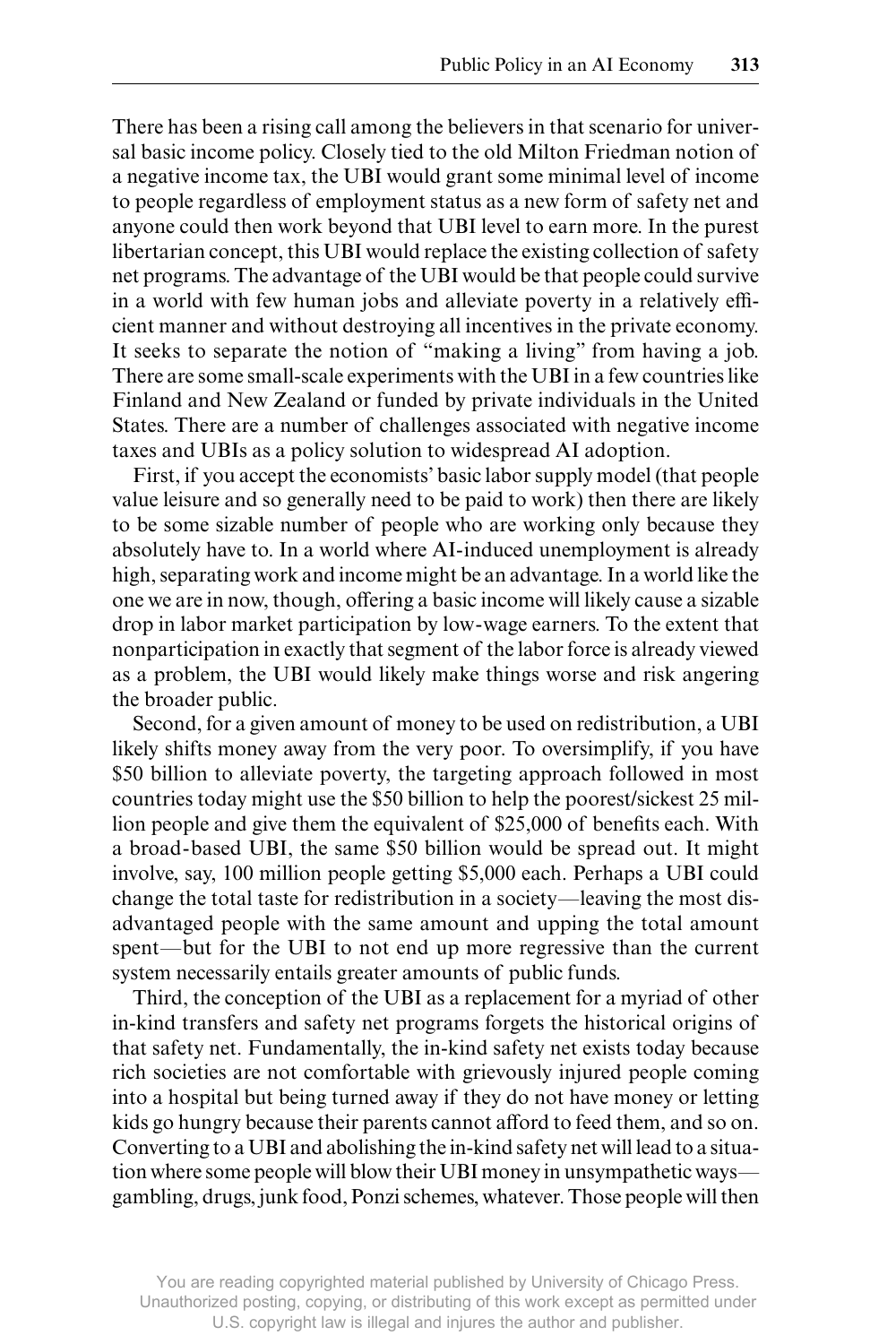There has been a rising call among the believers in that scenario for universal basic income policy. Closely tied to the old Milton Friedman notion of a negative income tax, the UBI would grant some minimal level of income to people regardless of employment status as a new form of safety net and anyone could then work beyond that UBI level to earn more. In the purest libertarian concept, this UBI would replace the existing collection of safety net programs. The advantage of the UBI would be that people could survive in a world with few human jobs and alleviate poverty in a relatively efficient manner and without destroying all incentives in the private economy. It seeks to separate the notion of "making a living" from having a job. There are some small-scale experiments with the UBI in a few countries like Finland and New Zealand or funded by private individuals in the United States. There are a number of challenges associated with negative income taxes and UBIs as a policy solution to widespread AI adoption.

First, if you accept the economists' basic labor supply model (that people value leisure and so generally need to be paid to work) then there are likely to be some sizable number of people who are working only because they absolutely have to. In a world where AI-induced unemployment is already high, separating work and income might be an advantage. In a world like the one we are in now, though, offering a basic income will likely cause a sizable drop in labor market participation by low-wage earners. To the extent that nonparticipation in exactly that segment of the labor force is already viewed as a problem, the UBI would likely make things worse and risk angering the broader public.

Second, for a given amount of money to be used on redistribution, a UBI likely shifts money away from the very poor. To oversimplify, if you have $50 billion to alleviate poverty, the targeting approach followed in most countries today might use the $50 billion to help the poorest/sickest 25 million people and give them the equivalent of $25,000 of benefits each. With a broad-based UBI, the same $50 billion would be spread out. It might involve, say, 100 million people getting $5,000 each. Perhaps a UBI could change the total taste for redistribution in a society—leaving the most disadvantaged people with the same amount and upping the total amount spent—but for the UBI to not end up more regressive than the current system necessarily entails greater amounts of public funds.

Third, the conception of the UBI as a replacement for a myriad of other in-kind transfers and safety net programs forgets the historical origins of that safety net. Fundamentally, the in-kind safety net exists today because rich societies are not comfortable with grievously injured people coming into a hospital but being turned away if they do not have money or letting kids go hungry because their parents cannot afford to feed them, and so on. Converting to a UBI and abolishing the in-kind safety net will lead to a situation where some people will blow their UBI money in unsympathetic ways—gambling, drugs, junk food, Ponzi schemes, whatever. Those people will then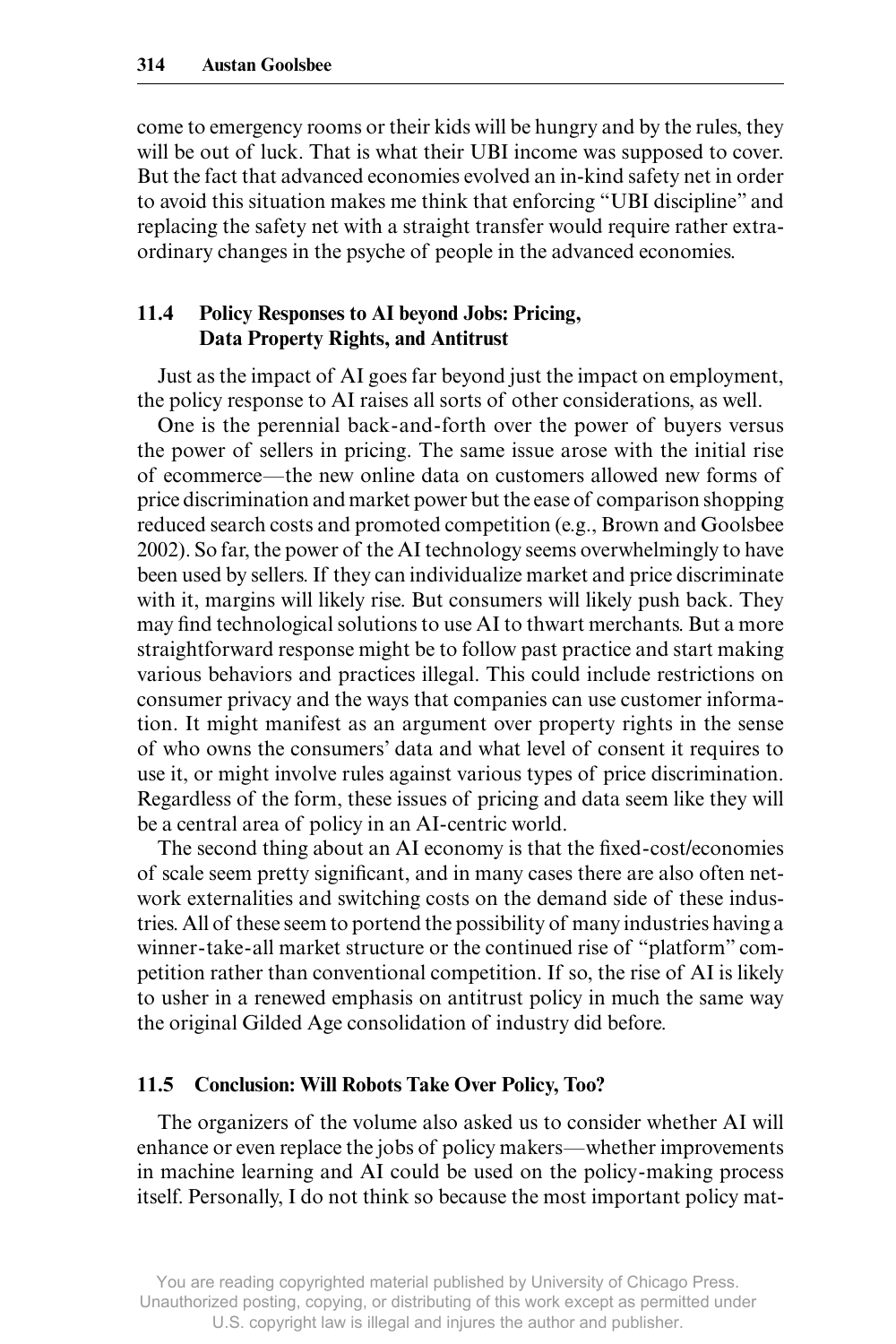come to emergency rooms or their kids will be hungry and by the rules, they will be out of luck. That is what their UBI income was supposed to cover. But the fact that advanced economies evolved an in-kind safety net in order to avoid this situation makes me think that enforcing "UBI discipline" and replacing the safety net with a straight transfer would require rather extraordinary changes in the psyche of people in the advanced economies.

## 11.4 Policy Responses to AI beyond Jobs: Pricing, Data Property Rights, and Antitrust

Just as the impact of AI goes far beyond just the impact on employment, the policy response to AI raises all sorts of other considerations, as well.

One is the perennial back-and-forth over the power of buyers versus the power of sellers in pricing. The same issue arose with the initial rise of ecommerce—the new online data on customers allowed new forms of price discrimination and market power but the ease of comparison shopping reduced search costs and promoted competition (e.g., Brown and Goolsbee 2002). So far, the power of the AI technology seems overwhelmingly to have been used by sellers. If they can individualize market and price discriminate with it, margins will likely rise. But consumers will likely push back. They may find technological solutions to use AI to thwart merchants. But a more straightforward response might be to follow past practice and start making various behaviors and practices illegal. This could include restrictions on consumer privacy and the ways that companies can use customer information. It might manifest as an argument over property rights in the sense of who owns the consumers' data and what level of consent it requires to use it, or might involve rules against various types of price discrimination. Regardless of the form, these issues of pricing and data seem like they will be a central area of policy in an AI-centric world.

The second thing about an AI economy is that the fixed-cost/economies of scale seem pretty significant, and in many cases there are also often network externalities and switching costs on the demand side of these industries. All of these seem to portend the possibility of many industries having a winner-take-all market structure or the continued rise of "platform" competition rather than conventional competition. If so, the rise of AI is likely to usher in a renewed emphasis on antitrust policy in much the same way the original Gilded Age consolidation of industry did before.

## 11.5 Conclusion: Will Robots Take Over Policy, Too?

The organizers of the volume also asked us to consider whether AI will enhance or even replace the jobs of policy makers—whether improvements in machine learning and AI could be used on the policy-making process itself. Personally, I do not think so because the most important policy mat-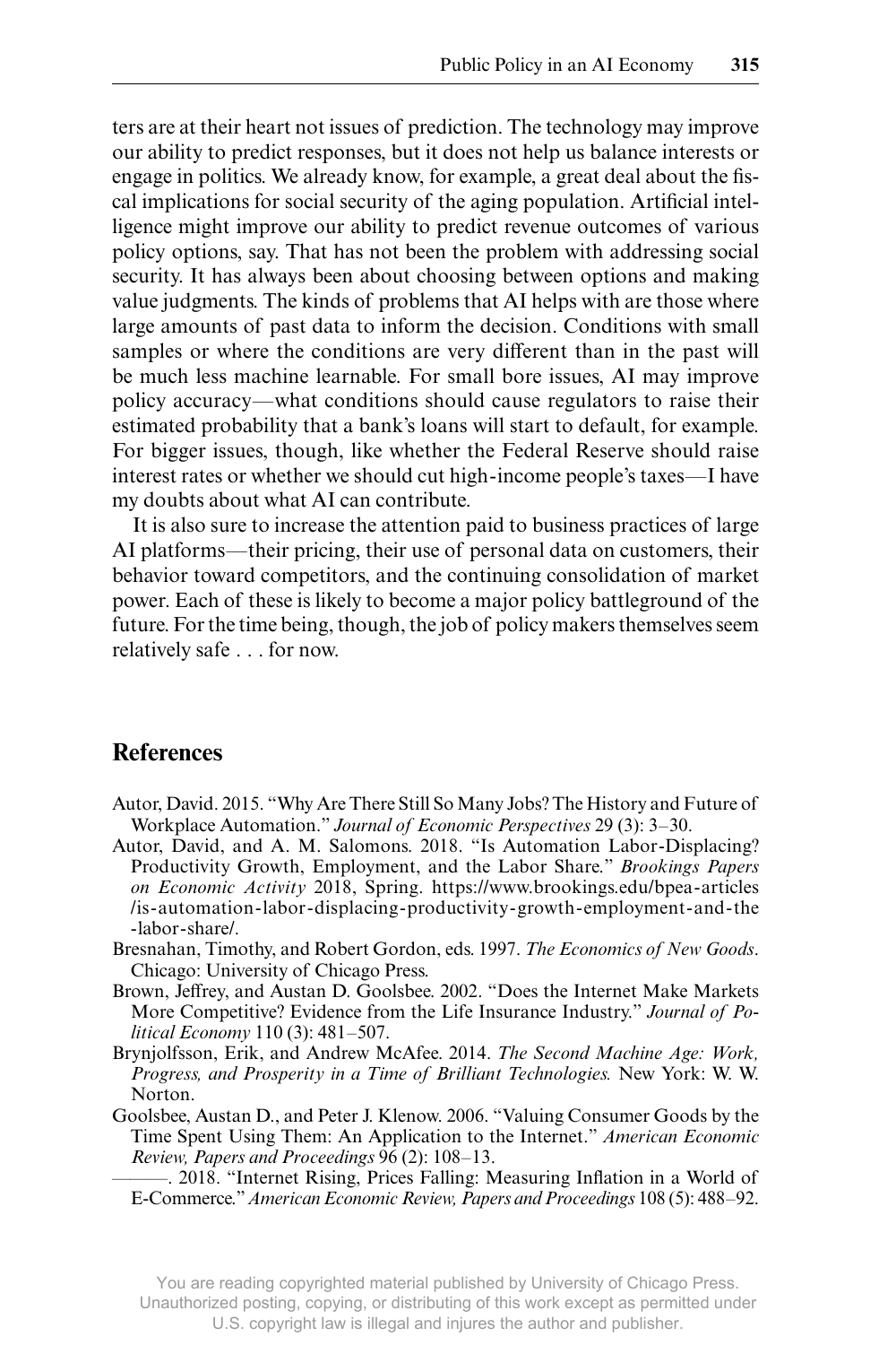ters are at their heart not issues of prediction. The technology may improve our ability to predict responses, but it does not help us balance interests or engage in politics. We already know, for example, a great deal about the fiscal implications for social security of the aging population. Artificial intelligence might improve our ability to predict revenue outcomes of various policy options, say. That has not been the problem with addressing social security. It has always been about choosing between options and making value judgments. The kinds of problems that AI helps with are those where large amounts of past data to inform the decision. Conditions with small samples or where the conditions are very different than in the past will be much less machine learnable. For small bore issues, AI may improve policy accuracy—what conditions should cause regulators to raise their estimated probability that a bank's loans will start to default, for example. For bigger issues, though, like whether the Federal Reserve should raise interest rates or whether we should cut high-income people's taxes—I have my doubts about what AI can contribute.

It is also sure to increase the attention paid to business practices of large AI platforms—their pricing, their use of personal data on customers, their behavior toward competitors, and the continuing consolidation of market power. Each of these is likely to become a major policy battleground of the future. For the time being, though, the job of policy makers themselves seem relatively safe . . . for now.

## References

Autor, David. 2015. "Why Are There Still So Many Jobs? The History and Future of Workplace Automation." *Journal of Economic Perspectives* 29 (3): 3–30.

Autor, David, and A. M. Salomons. 2018. "Is Automation Labor-Displacing? Productivity Growth, Employment, and the Labor Share." *Brookings Papers on Economic Activity* 2018, Spring. https://www.brookings.edu/bpea-articles/is-automation-labor-displacing-productivity-growth-employment-and-the-labor-share/.

Bresnahan, Timothy, and Robert Gordon, eds. 1997. *The Economics of New Goods*. Chicago: University of Chicago Press.

Brown, Jeffrey, and Austan D. Goolsbee. 2002. "Does the Internet Make Markets More Competitive? Evidence from the Life Insurance Industry." *Journal of Political Economy* 110 (3): 481–507.

Brynjolfsson, Erik, and Andrew McAfee. 2014. *The Second Machine Age: Work, Progress, and Prosperity in a Time of Brilliant Technologies.* New York: W. W. Norton.

Goolsbee, Austan D., and Peter J. Klenow. 2006. "Valuing Consumer Goods by the Time Spent Using Them: An Application to the Internet." *American Economic Review, Papers and Proceedings* 96 (2): 108–13.

———. 2018. "Internet Rising, Prices Falling: Measuring Inflation in a World of E-Commerce." *American Economic Review, Papers and Proceedings* 108 (5): 488–92.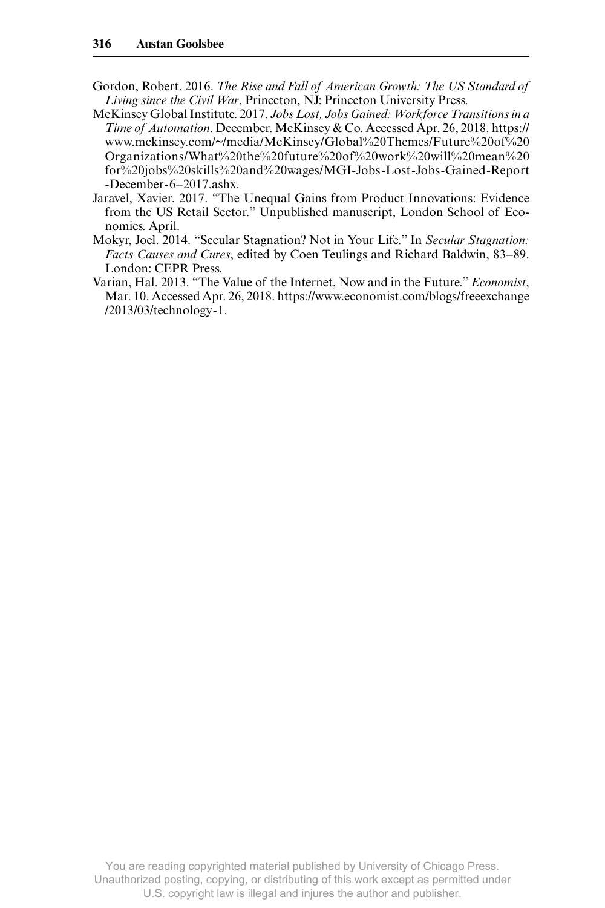Gordon, Robert. 2016. *The Rise and Fall of American Growth: The US Standard of Living since the Civil War*. Princeton, NJ: Princeton University Press.

McKinsey Global Institute. 2017. *Jobs Lost, Jobs Gained: Workforce Transitions in a Time of Automation*. December. McKinsey & Co. Accessed Apr. 26, 2018. https://www.mckinsey.com/~/media/McKinsey/Global%20Themes/Future%20of%20Organizations/What%20the%20future%20of%20work%20will%20mean%20for%20jobs%20skills%20and%20wages/MGI-Jobs-Lost-Jobs-Gained-Report-December-6–2017.ashx.

Jaravel, Xavier. 2017. "The Unequal Gains from Product Innovations: Evidence from the US Retail Sector." Unpublished manuscript, London School of Economics. April.

Mokyr, Joel. 2014. "Secular Stagnation? Not in Your Life." In *Secular Stagnation: Facts Causes and Cures*, edited by Coen Teulings and Richard Baldwin, 83–89. London: CEPR Press.

Varian, Hal. 2013. "The Value of the Internet, Now and in the Future." *Economist*, Mar. 10. Accessed Apr. 26, 2018. https://www.economist.com/blogs/freeexchange/2013/03/technology-1.